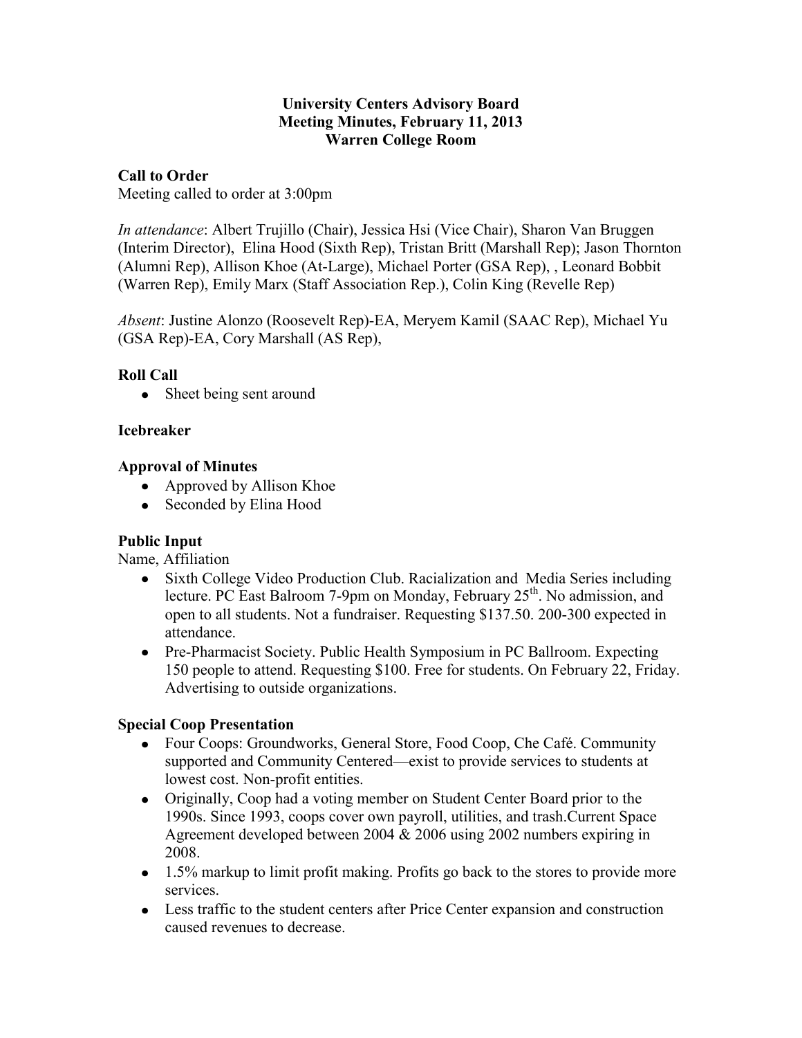# University Centers Advisory Board
## Meeting Minutes, February 11, 2013
## Warren College Room

**Call to Order**

Meeting called to order at 3:00pm

*In attendance*: Albert Trujillo (Chair), Jessica Hsi (Vice Chair), Sharon Van Bruggen (Interim Director), Elina Hood (Sixth Rep), Tristan Britt (Marshall Rep); Jason Thornton (Alumni Rep), Allison Khoe (At-Large), Michael Porter (GSA Rep), , Leonard Bobbit (Warren Rep), Emily Marx (Staff Association Rep.), Colin King (Revelle Rep)

*Absent*: Justine Alonzo (Roosevelt Rep)-EA, Meryem Kamil (SAAC Rep), Michael Yu (GSA Rep)-EA, Cory Marshall (AS Rep),

**Roll Call**

- Sheet being sent around

**Icebreaker**

**Approval of Minutes**

- Approved by Allison Khoe
- Seconded by Elina Hood

**Public Input**

Name, Affiliation

- Sixth College Video Production Club. Racialization and Media Series including lecture. PC East Balroom 7-9pm on Monday, February 25th. No admission, and open to all students. Not a fundraiser. Requesting $137.50. 200-300 expected in attendance.
- Pre-Pharmacist Society. Public Health Symposium in PC Ballroom. Expecting 150 people to attend. Requesting $100. Free for students. On February 22, Friday. Advertising to outside organizations.

**Special Coop Presentation**

- Four Coops: Groundworks, General Store, Food Coop, Che Café. Community supported and Community Centered—exist to provide services to students at lowest cost. Non-profit entities.
- Originally, Coop had a voting member on Student Center Board prior to the 1990s. Since 1993, coops cover own payroll, utilities, and trash.Current Space Agreement developed between 2004 & 2006 using 2002 numbers expiring in 2008.
- 1.5% markup to limit profit making. Profits go back to the stores to provide more services.
- Less traffic to the student centers after Price Center expansion and construction caused revenues to decrease.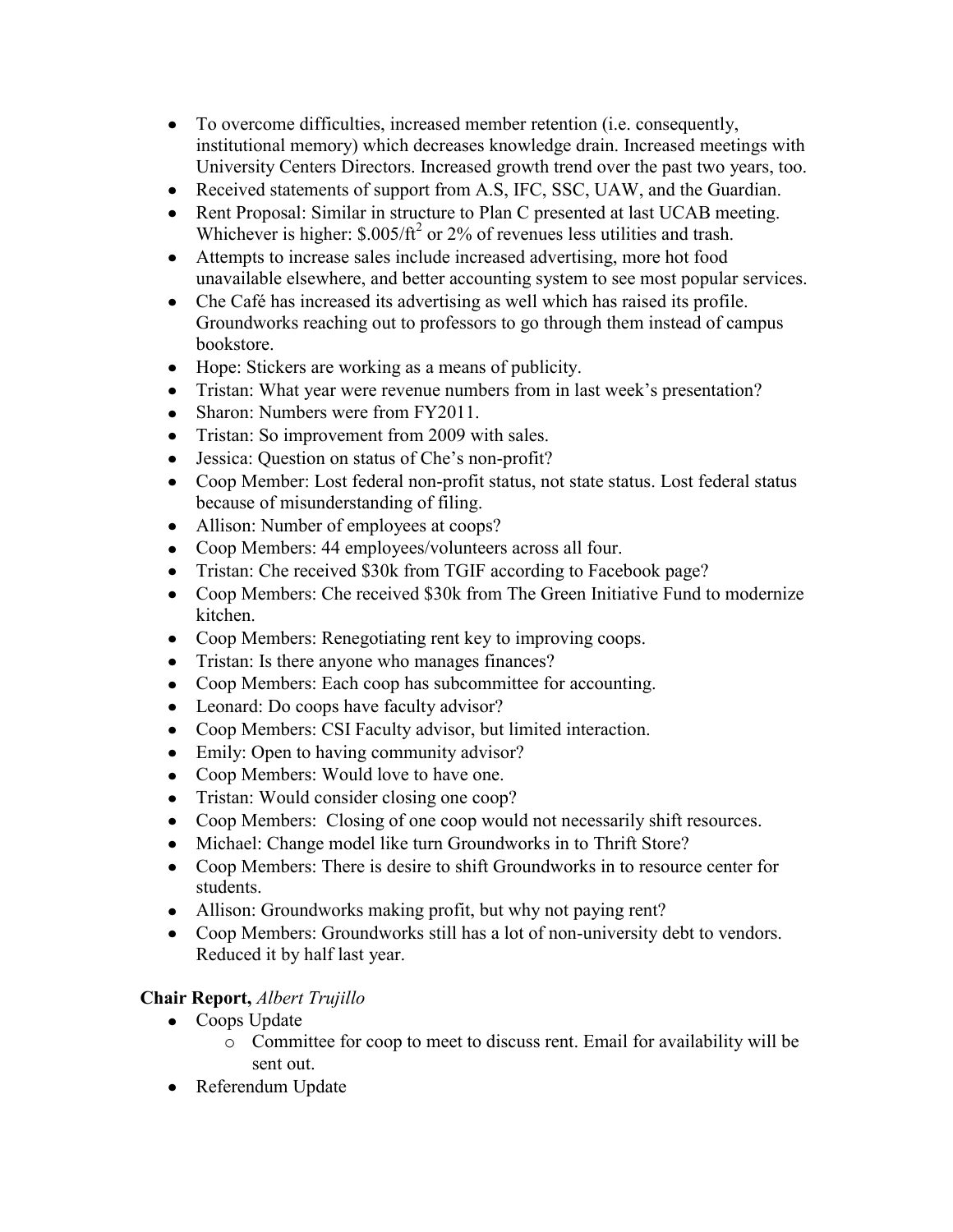- To overcome difficulties, increased member retention (i.e. consequently, institutional memory) which decreases knowledge drain. Increased meetings with University Centers Directors. Increased growth trend over the past two years, too.
- Received statements of support from A.S, IFC, SSC, UAW, and the Guardian.
- Rent Proposal: Similar in structure to Plan C presented at last UCAB meeting. Whichever is higher: $.005/ft^2$ or 2% of revenues less utilities and trash.
- Attempts to increase sales include increased advertising, more hot food unavailable elsewhere, and better accounting system to see most popular services.
- Che Café has increased its advertising as well which has raised its profile. Groundworks reaching out to professors to go through them instead of campus bookstore.
- Hope: Stickers are working as a means of publicity.
- Tristan: What year were revenue numbers from in last week's presentation?
- Sharon: Numbers were from FY2011.
- Tristan: So improvement from 2009 with sales.
- Jessica: Question on status of Che's non-profit?
- Coop Member: Lost federal non-profit status, not state status. Lost federal status because of misunderstanding of filing.
- Allison: Number of employees at coops?
- Coop Members: 44 employees/volunteers across all four.
- Tristan: Che received $30k from TGIF according to Facebook page?
- Coop Members: Che received $30k from The Green Initiative Fund to modernize kitchen.
- Coop Members: Renegotiating rent key to improving coops.
- Tristan: Is there anyone who manages finances?
- Coop Members: Each coop has subcommittee for accounting.
- Leonard: Do coops have faculty advisor?
- Coop Members: CSI Faculty advisor, but limited interaction.
- Emily: Open to having community advisor?
- Coop Members: Would love to have one.
- Tristan: Would consider closing one coop?
- Coop Members: Closing of one coop would not necessarily shift resources.
- Michael: Change model like turn Groundworks in to Thrift Store?
- Coop Members: There is desire to shift Groundworks in to resource center for students.
- Allison: Groundworks making profit, but why not paying rent?
- Coop Members: Groundworks still has a lot of non-university debt to vendors. Reduced it by half last year.

**Chair Report,** *Albert Trujillo*

- Coops Update
    - Committee for coop to meet to discuss rent. Email for availability will be sent out.
- Referendum Update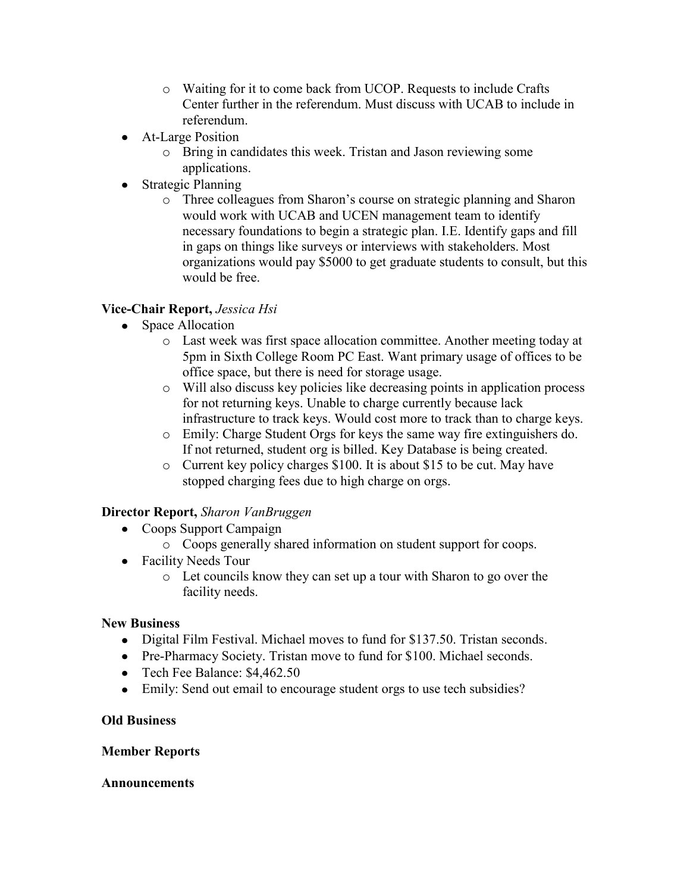- Waiting for it to come back from UCOP. Requests to include Crafts Center further in the referendum. Must discuss with UCAB to include in referendum.
- At-Large Position
    - Bring in candidates this week. Tristan and Jason reviewing some applications.
- Strategic Planning
    - Three colleagues from Sharon's course on strategic planning and Sharon would work with UCAB and UCEN management team to identify necessary foundations to begin a strategic plan. I.E. Identify gaps and fill in gaps on things like surveys or interviews with stakeholders. Most organizations would pay $5000 to get graduate students to consult, but this would be free.

**Vice-Chair Report,** *Jessica Hsi*

- Space Allocation
    - Last week was first space allocation committee. Another meeting today at 5pm in Sixth College Room PC East. Want primary usage of offices to be office space, but there is need for storage usage.
    - Will also discuss key policies like decreasing points in application process for not returning keys. Unable to charge currently because lack infrastructure to track keys. Would cost more to track than to charge keys.
    - Emily: Charge Student Orgs for keys the same way fire extinguishers do. If not returned, student org is billed. Key Database is being created.
    - Current key policy charges $100. It is about $15 to be cut. May have stopped charging fees due to high charge on orgs.

**Director Report,** *Sharon VanBruggen*

- Coops Support Campaign
    - Coops generally shared information on student support for coops.
- Facility Needs Tour
    - Let councils know they can set up a tour with Sharon to go over the facility needs.

**New Business**

- Digital Film Festival. Michael moves to fund for $137.50. Tristan seconds.
- Pre-Pharmacy Society. Tristan move to fund for $100. Michael seconds.
- Tech Fee Balance: $4,462.50
- Emily: Send out email to encourage student orgs to use tech subsidies?

**Old Business**

**Member Reports**

**Announcements**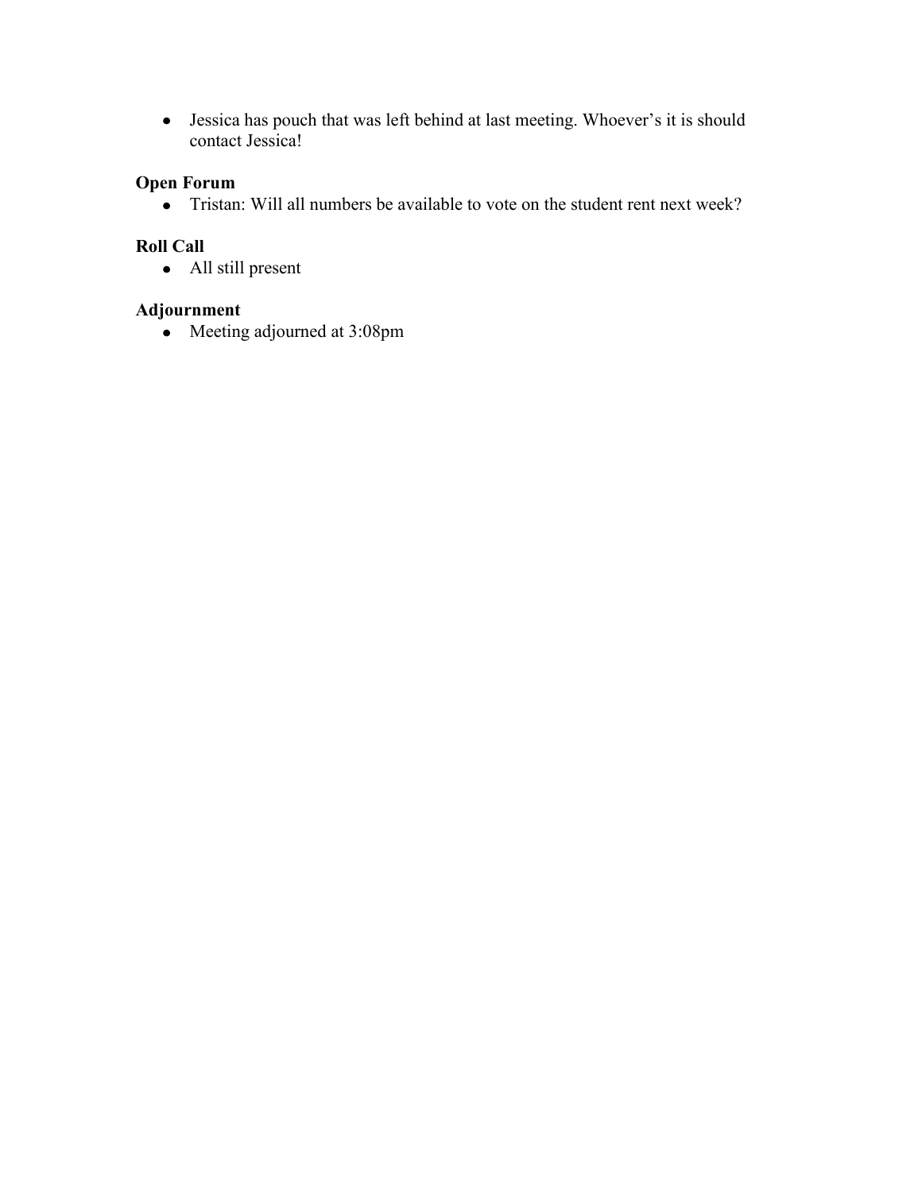- Jessica has pouch that was left behind at last meeting. Whoever's it is should contact Jessica!

**Open Forum**

- Tristan: Will all numbers be available to vote on the student rent next week?

**Roll Call**

- All still present

**Adjournment**

- Meeting adjourned at 3:08pm